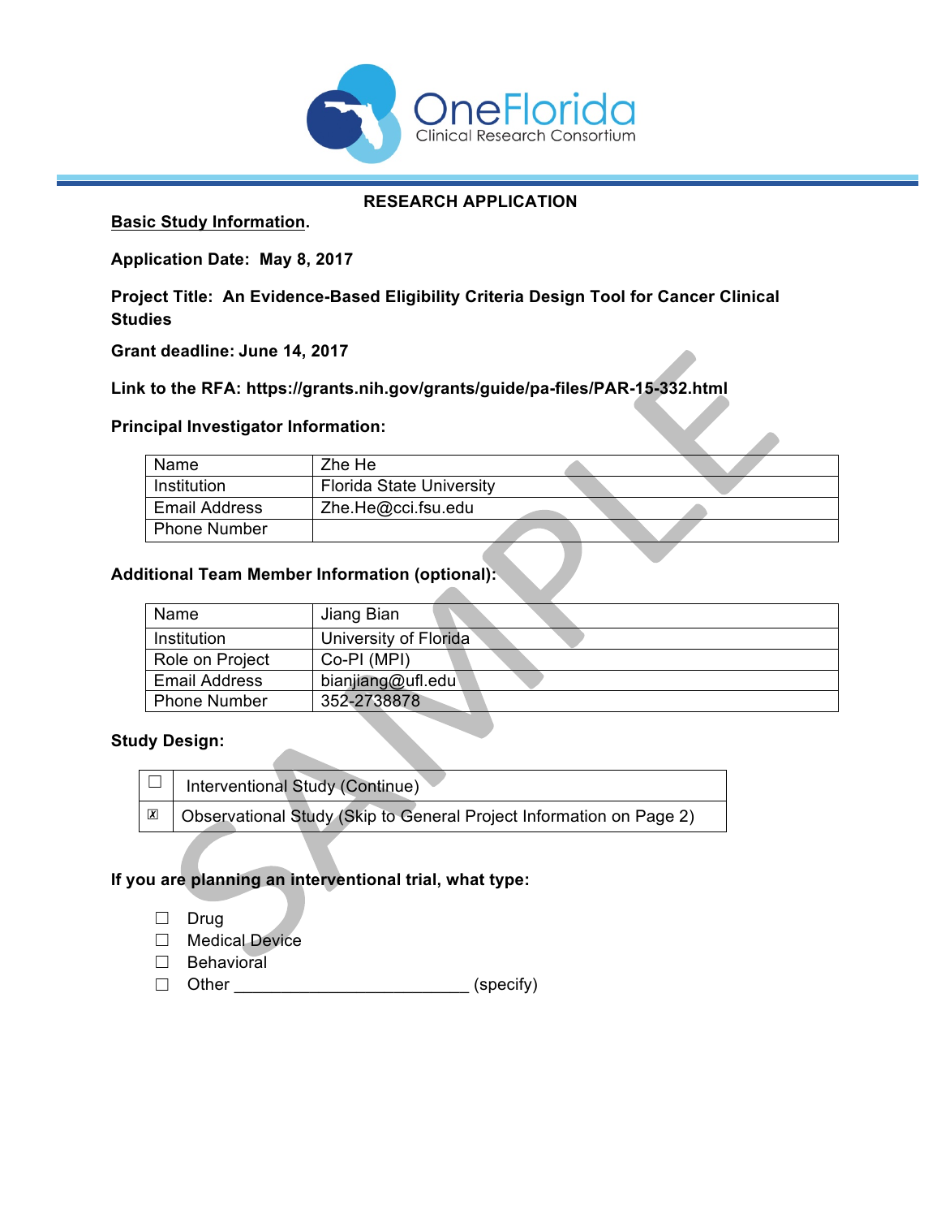**RESEARCH APPLICATION**

**Basic Study Information.**

**Application Date: May 8, 2017**

**Project Title: An Evidence-Based Eligibility Criteria Design Tool for Cancer Clinical Studies**

**Grant deadline: June 14, 2017**

**Link to the RFA: https://grants.nih.gov/grants/guide/pa-files/PAR-15-332.html**

**Principal Investigator Information:**

| Name | Zhe He |
|---|---|
| Institution | Florida State University |
| Email Address | Zhe.He@cci.fsu.edu |
| Phone Number | |

**Additional Team Member Information (optional):**

| Name | Jiang Bian |
|---|---|
| Institution | University of Florida |
| Role on Project | Co-PI (MPI) |
| Email Address | bianjiang@ufl.edu |
| Phone Number | 352-2738878 |

**Study Design:**

| | |
|---|---|
| ☐ | Interventional Study (Continue) |
| ☒ | Observational Study (Skip to General Project Information on Page 2) |

**If you are planning an interventional trial, what type:**

- ☐ Drug
- ☐ Medical Device
- ☐ Behavioral
- ☐ Other _________________________ (specify)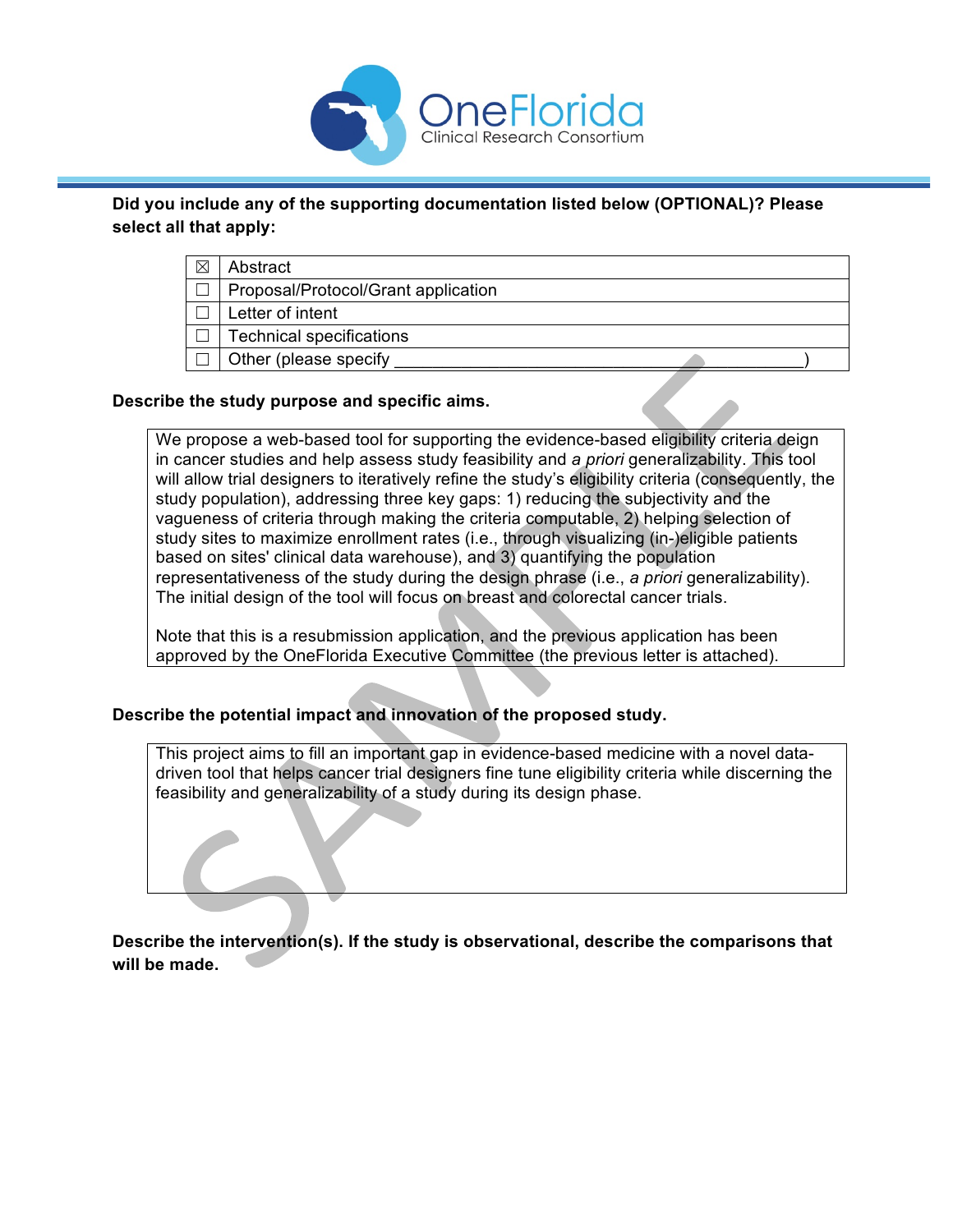**Did you include any of the supporting documentation listed below (OPTIONAL)? Please select all that apply:**

| | |
|---|---|
| ☒ | Abstract |
| ☐ | Proposal/Protocol/Grant application |
| ☐ | Letter of intent |
| ☐ | Technical specifications |
| ☐ | Other (please specify _____________________________________________) |

**Describe the study purpose and specific aims.**

We propose a web-based tool for supporting the evidence-based eligibility criteria deign in cancer studies and help assess study feasibility and *a priori* generalizability. This tool will allow trial designers to iteratively refine the study's eligibility criteria (consequently, the study population), addressing three key gaps: 1) reducing the subjectivity and the vagueness of criteria through making the criteria computable, 2) helping selection of study sites to maximize enrollment rates (i.e., through visualizing (in-)eligible patients based on sites' clinical data warehouse), and 3) quantifying the population representativeness of the study during the design phrase (i.e., *a priori* generalizability). The initial design of the tool will focus on breast and colorectal cancer trials.

Note that this is a resubmission application, and the previous application has been approved by the OneFlorida Executive Committee (the previous letter is attached).

**Describe the potential impact and innovation of the proposed study.**

This project aims to fill an important gap in evidence-based medicine with a novel data-driven tool that helps cancer trial designers fine tune eligibility criteria while discerning the feasibility and generalizability of a study during its design phase.

**Describe the intervention(s). If the study is observational, describe the comparisons that will be made.**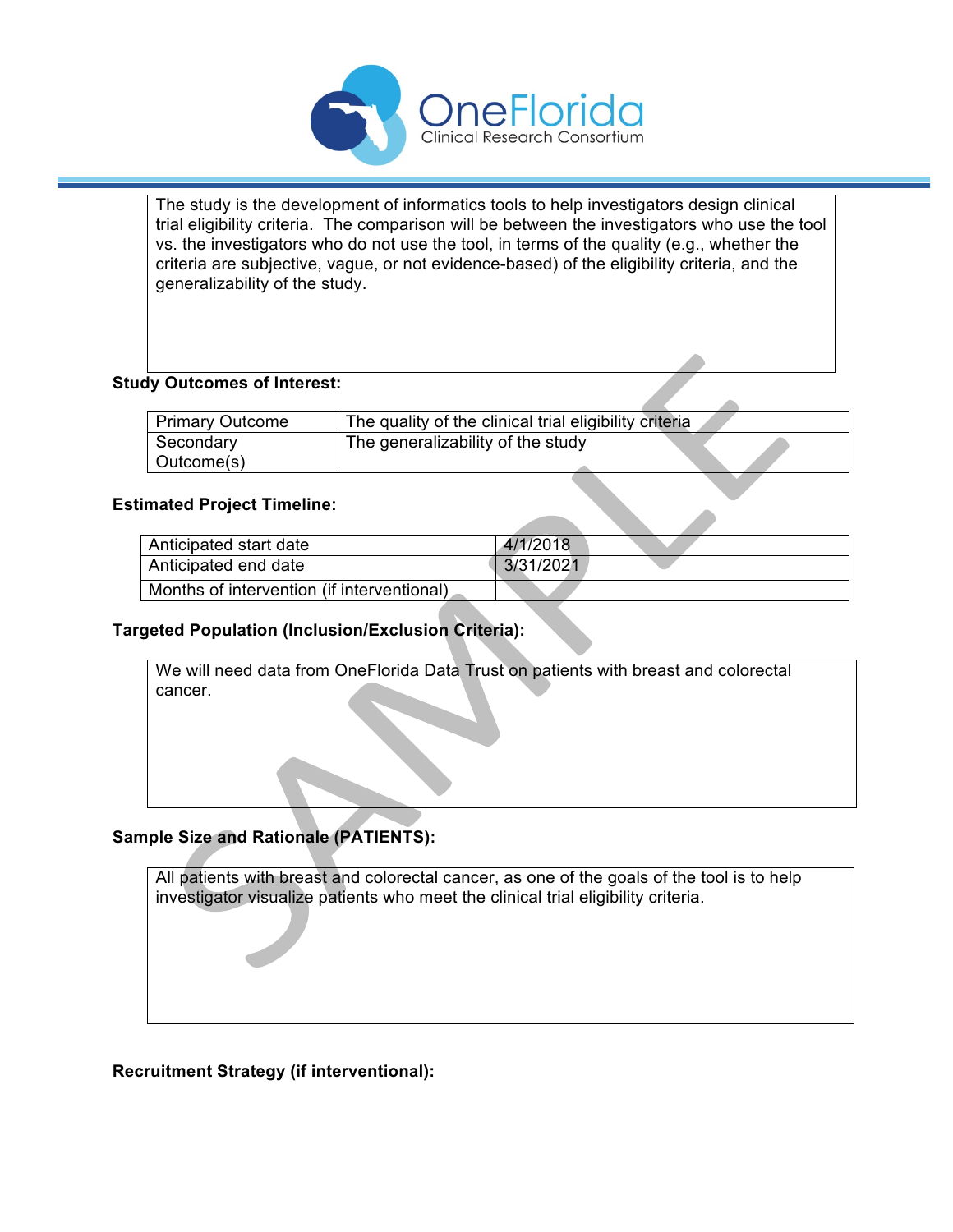The study is the development of informatics tools to help investigators design clinical trial eligibility criteria. The comparison will be between the investigators who use the tool vs. the investigators who do not use the tool, in terms of the quality (e.g., whether the criteria are subjective, vague, or not evidence-based) of the eligibility criteria, and the generalizability of the study.

**Study Outcomes of Interest:**

| Primary Outcome | The quality of the clinical trial eligibility criteria |
|---|---|
| Secondary Outcome(s) | The generalizability of the study |

**Estimated Project Timeline:**

| Anticipated start date | 4/1/2018 |
|---|---|
| Anticipated end date | 3/31/2021 |
| Months of intervention (if interventional) | |

**Targeted Population (Inclusion/Exclusion Criteria):**

We will need data from OneFlorida Data Trust on patients with breast and colorectal cancer.

**Sample Size and Rationale (PATIENTS):**

All patients with breast and colorectal cancer, as one of the goals of the tool is to help investigator visualize patients who meet the clinical trial eligibility criteria.

**Recruitment Strategy (if interventional):**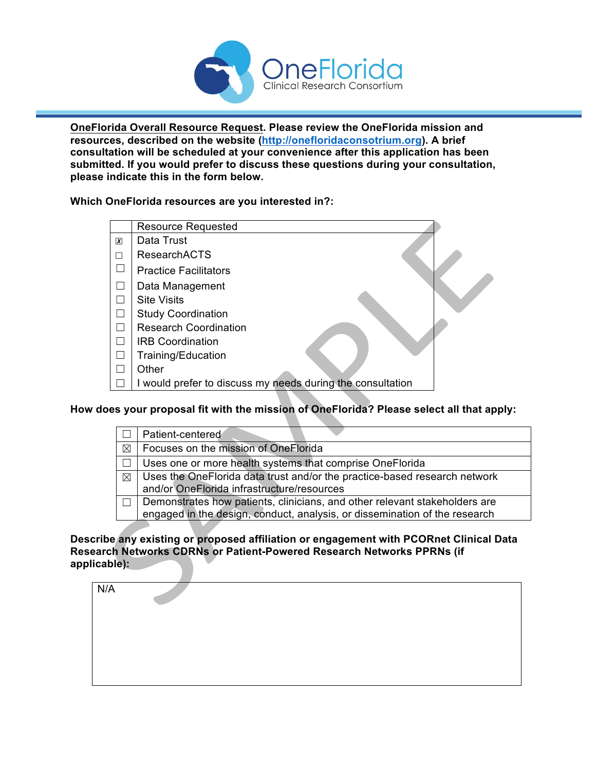**OneFlorida Clinical Research Consortium**

**<u>OneFlorida Overall Resource Request</u>. Please review the OneFlorida mission and resources, described on the website (http://onefloridaconsortium.org). A brief consultation will be scheduled at your convenience after this application has been submitted. If you would prefer to discuss these questions during your consultation, please indicate this in the form below.**

**Which OneFlorida resources are you interested in?:**

| | Resource Requested |
|---|---|
| ☒ | Data Trust |
| ☐ | ResearchACTS |
| ☐ | Practice Facilitators |
| ☐ | Data Management |
| ☐ | Site Visits |
| ☐ | Study Coordination |
| ☐ | Research Coordination |
| ☐ | IRB Coordination |
| ☐ | Training/Education |
| ☐ | Other |
| ☐ | I would prefer to discuss my needs during the consultation |

**How does your proposal fit with the mission of OneFlorida? Please select all that apply:**

| | |
|---|---|
| ☐ | Patient-centered |
| ☒ | Focuses on the mission of OneFlorida |
| ☐ | Uses one or more health systems that comprise OneFlorida |
| ☒ | Uses the OneFlorida data trust and/or the practice-based research network and/or OneFlorida infrastructure/resources |
| ☐ | Demonstrates how patients, clinicians, and other relevant stakeholders are engaged in the design, conduct, analysis, or dissemination of the research |

**Describe any existing or proposed affiliation or engagement with PCORnet Clinical Data Research Networks CDRNs or Patient-Powered Research Networks PPRNs (if applicable):**

N/A

SAMPLE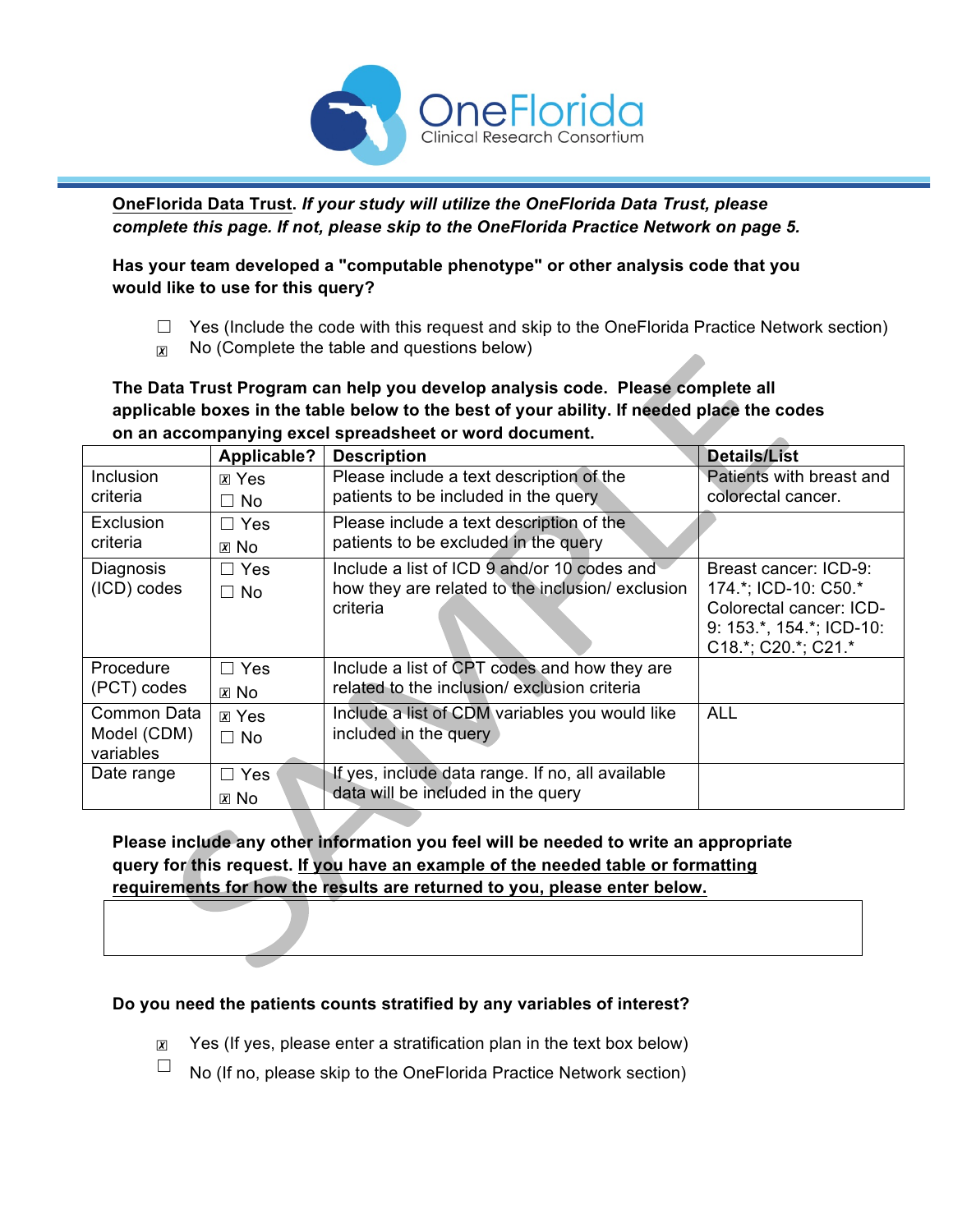**OneFlorida Data Trust**. ***If your study will utilize the OneFlorida Data Trust, please complete this page. If not, please skip to the OneFlorida Practice Network on page 5.***

**Has your team developed a "computable phenotype" or other analysis code that you would like to use for this query?**

- ☐ Yes (Include the code with this request and skip to the OneFlorida Practice Network section)
- ☒ No (Complete the table and questions below)

**The Data Trust Program can help you develop analysis code. Please complete all applicable boxes in the table below to the best of your ability. If needed place the codes on an accompanying excel spreadsheet or word document.**

| | Applicable? | Description | Details/List |
|---|---|---|---|
| Inclusion criteria | ☒ Yes ☐ No | Please include a text description of the patients to be included in the query | Patients with breast and colorectal cancer. |
| Exclusion criteria | ☐ Yes ☒ No | Please include a text description of the patients to be excluded in the query | |
| Diagnosis (ICD) codes | ☐ Yes ☐ No | Include a list of ICD 9 and/or 10 codes and how they are related to the inclusion/ exclusion criteria | Breast cancer: ICD-9: 174.*; ICD-10: C50.* Colorectal cancer: ICD-9: 153.*, 154.*; ICD-10: C18.*; C20.*; C21.* |
| Procedure (PCT) codes | ☐ Yes ☒ No | Include a list of CPT codes and how they are related to the inclusion/ exclusion criteria | |
| Common Data Model (CDM) variables | ☒ Yes ☐ No | Include a list of CDM variables you would like included in the query | ALL |
| Date range | ☐ Yes ☒ No | If yes, include data range. If no, all available data will be included in the query | |

**Please include any other information you feel will be needed to write an appropriate query for this request. <u>If you have an example of the needed table or formatting requirements for how the results are returned to you, please enter below.</u>**

| |
|---|
| |

**Do you need the patients counts stratified by any variables of interest?**

- ☒ Yes (If yes, please enter a stratification plan in the text box below)
- ☐ No (If no, please skip to the OneFlorida Practice Network section)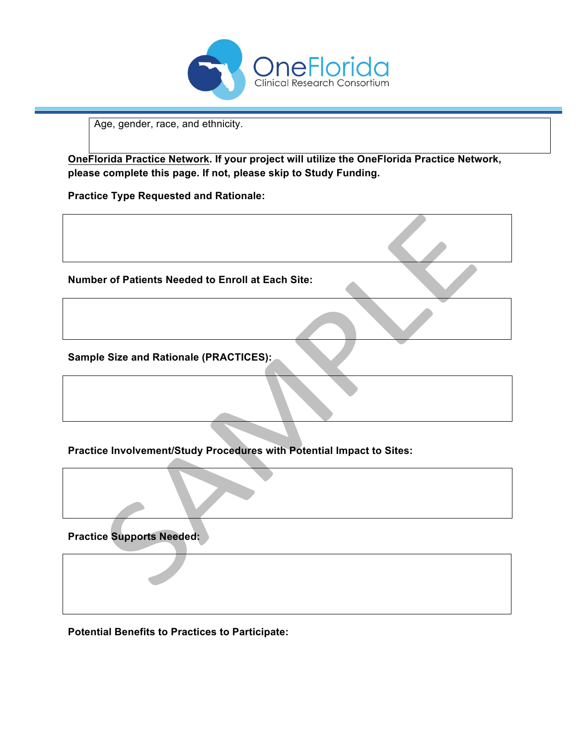Age, gender, race, and ethnicity.

**OneFlorida Practice Network. If your project will utilize the OneFlorida Practice Network, please complete this page. If not, please skip to Study Funding.**

**Practice Type Requested and Rationale:**

**Number of Patients Needed to Enroll at Each Site:**

**Sample Size and Rationale (PRACTICES):**

**Practice Involvement/Study Procedures with Potential Impact to Sites:**

**Practice Supports Needed:**

**Potential Benefits to Practices to Participate:**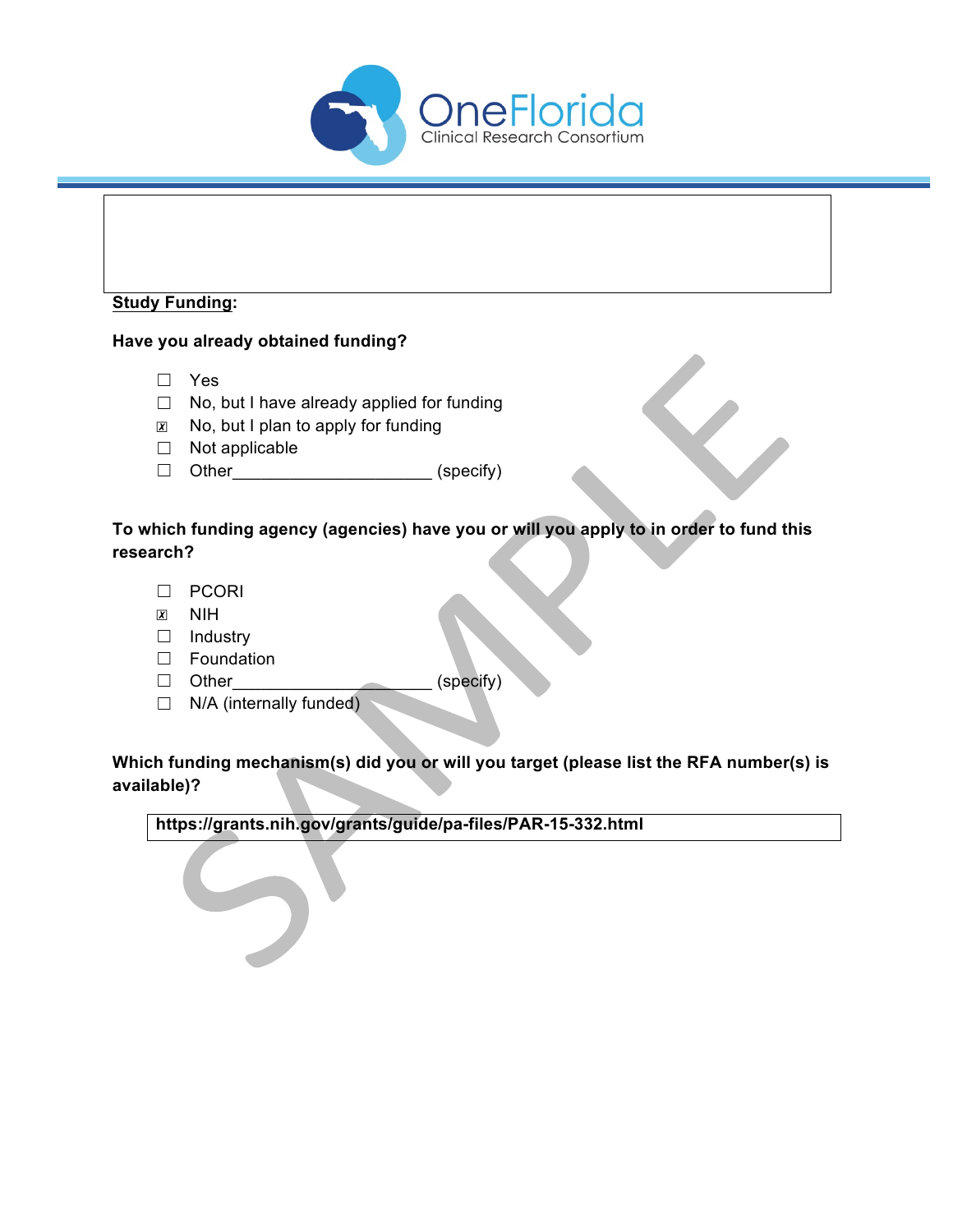**Study Funding:**

**Have you already obtained funding?**

- ☐ Yes
- ☐ No, but I have already applied for funding
- ☒ No, but I plan to apply for funding
- ☐ Not applicable
- ☐ Other_____________________ (specify)

**To which funding agency (agencies) have you or will you apply to in order to fund this research?**

- ☐ PCORI
- ☒ NIH
- ☐ Industry
- ☐ Foundation
- ☐ Other_____________________ (specify)
- ☐ N/A (internally funded)

**Which funding mechanism(s) did you or will you target (please list the RFA number(s) is available)?**

**https://grants.nih.gov/grants/guide/pa-files/PAR-15-332.html**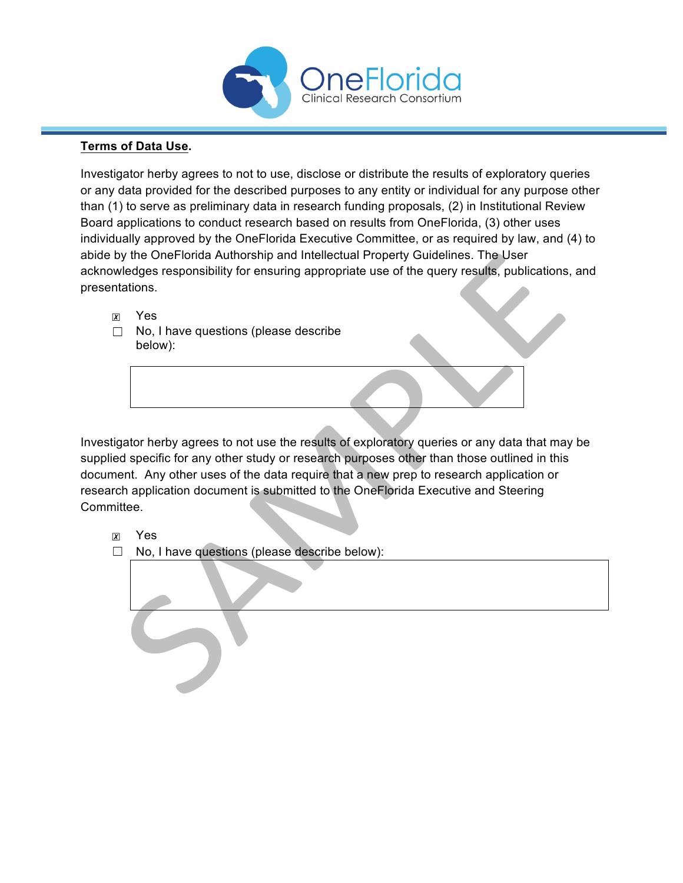**Terms of Data Use.**

Investigator herby agrees to not to use, disclose or distribute the results of exploratory queries or any data provided for the described purposes to any entity or individual for any purpose other than (1) to serve as preliminary data in research funding proposals, (2) in Institutional Review Board applications to conduct research based on results from OneFlorida, (3) other uses individually approved by the OneFlorida Executive Committee, or as required by law, and (4) to abide by the OneFlorida Authorship and Intellectual Property Guidelines. The User acknowledges responsibility for ensuring appropriate use of the query results, publications, and presentations.

- ☒ Yes
- ☐ No, I have questions (please describe below):

Investigator herby agrees to not use the results of exploratory queries or any data that may be supplied specific for any other study or research purposes other than those outlined in this document. Any other uses of the data require that a new prep to research application or research application document is submitted to the OneFlorida Executive and Steering Committee.

- ☒ Yes
- ☐ No, I have questions (please describe below):

SAMPLE